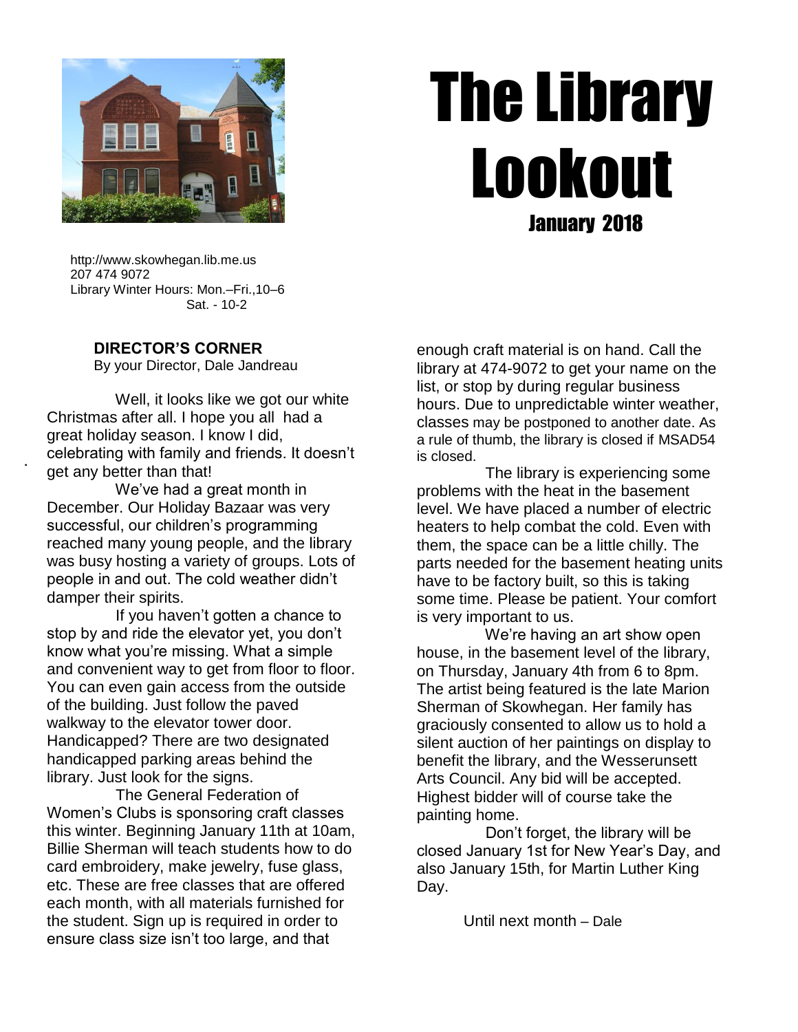# The Library Lookout

January 2018

http://www.skowhegan.lib.me.us
207 474 9072
Library Winter Hours: Mon.–Fri.,10–6
Sat. - 10-2

## DIRECTOR'S CORNER

By your Director, Dale Jandreau

Well, it looks like we got our white Christmas after all. I hope you all had a great holiday season. I know I did, celebrating with family and friends. It doesn't get any better than that!

We've had a great month in December. Our Holiday Bazaar was very successful, our children's programming reached many young people, and the library was busy hosting a variety of groups. Lots of people in and out. The cold weather didn't damper their spirits.

If you haven't gotten a chance to stop by and ride the elevator yet, you don't know what you're missing. What a simple and convenient way to get from floor to floor. You can even gain access from the outside of the building. Just follow the paved walkway to the elevator tower door. Handicapped? There are two designated handicapped parking areas behind the library. Just look for the signs.

The General Federation of Women's Clubs is sponsoring craft classes this winter. Beginning January 11th at 10am, Billie Sherman will teach students how to do card embroidery, make jewelry, fuse glass, etc. These are free classes that are offered each month, with all materials furnished for the student. Sign up is required in order to ensure class size isn't too large, and that enough craft material is on hand. Call the library at 474-9072 to get your name on the list, or stop by during regular business hours. Due to unpredictable winter weather, classes may be postponed to another date. As a rule of thumb, the library is closed if MSAD54 is closed.

The library is experiencing some problems with the heat in the basement level. We have placed a number of electric heaters to help combat the cold. Even with them, the space can be a little chilly. The parts needed for the basement heating units have to be factory built, so this is taking some time. Please be patient. Your comfort is very important to us.

We're having an art show open house, in the basement level of the library, on Thursday, January 4th from 6 to 8pm. The artist being featured is the late Marion Sherman of Skowhegan. Her family has graciously consented to allow us to hold a silent auction of her paintings on display to benefit the library, and the Wesserunsett Arts Council. Any bid will be accepted. Highest bidder will of course take the painting home.

Don't forget, the library will be closed January 1st for New Year's Day, and also January 15th, for Martin Luther King Day.

Until next month – Dale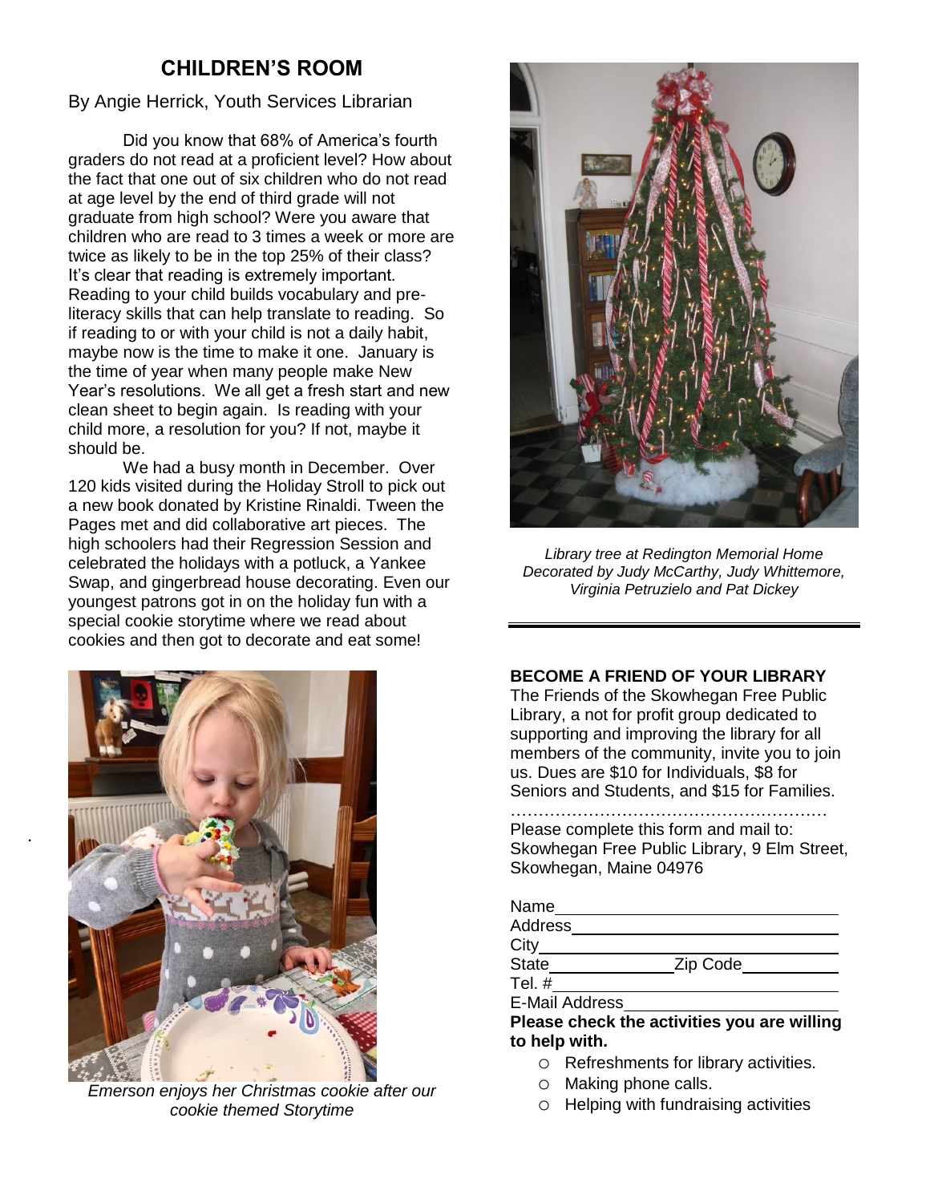## CHILDREN'S ROOM

By Angie Herrick, Youth Services Librarian

Did you know that 68% of America's fourth graders do not read at a proficient level? How about the fact that one out of six children who do not read at age level by the end of third grade will not graduate from high school? Were you aware that children who are read to 3 times a week or more are twice as likely to be in the top 25% of their class? It's clear that reading is extremely important. Reading to your child builds vocabulary and pre-literacy skills that can help translate to reading. So if reading to or with your child is not a daily habit, maybe now is the time to make it one. January is the time of year when many people make New Year's resolutions. We all get a fresh start and new clean sheet to begin again. Is reading with your child more, a resolution for you? If not, maybe it should be.

We had a busy month in December. Over 120 kids visited during the Holiday Stroll to pick out a new book donated by Kristine Rinaldi. Tween the Pages met and did collaborative art pieces. The high schoolers had their Regression Session and celebrated the holidays with a potluck, a Yankee Swap, and gingerbread house decorating. Even our youngest patrons got in on the holiday fun with a special cookie storytime where we read about cookies and then got to decorate and eat some!

*Emerson enjoys her Christmas cookie after our cookie themed Storytime*

*Library tree at Redington Memorial Home Decorated by Judy McCarthy, Judy Whittemore, Virginia Petruzielo and Pat Dickey*

---

**BECOME A FRIEND OF YOUR LIBRARY**

The Friends of the Skowhegan Free Public Library, a not for profit group dedicated to supporting and improving the library for all members of the community, invite you to join us. Dues are $10 for Individuals, $8 for Seniors and Students, and $15 for Families.

…………………………………………………

Please complete this form and mail to:
Skowhegan Free Public Library, 9 Elm Street, Skowhegan, Maine 04976

Name\_\_\_\_\_\_\_\_\_\_\_\_\_\_\_\_\_\_\_\_\_\_\_\_\_\_\_\_

Address\_\_\_\_\_\_\_\_\_\_\_\_\_\_\_\_\_\_\_\_\_\_\_\_\_\_

City\_\_\_\_\_\_\_\_\_\_\_\_\_\_\_\_\_\_\_\_\_\_\_\_\_\_\_\_\_

State\_\_\_\_\_\_\_\_\_\_\_\_ Zip Code\_\_\_\_\_\_\_\_\_\_

Tel. #\_\_\_\_\_\_\_\_\_\_\_\_\_\_\_\_\_\_\_\_\_\_\_\_\_\_\_\_

E-Mail Address\_\_\_\_\_\_\_\_\_\_\_\_\_\_\_\_\_\_\_\_\_

**Please check the activities you are willing to help with.**

- ○ Refreshments for library activities.
- ○ Making phone calls.
- ○ Helping with fundraising activities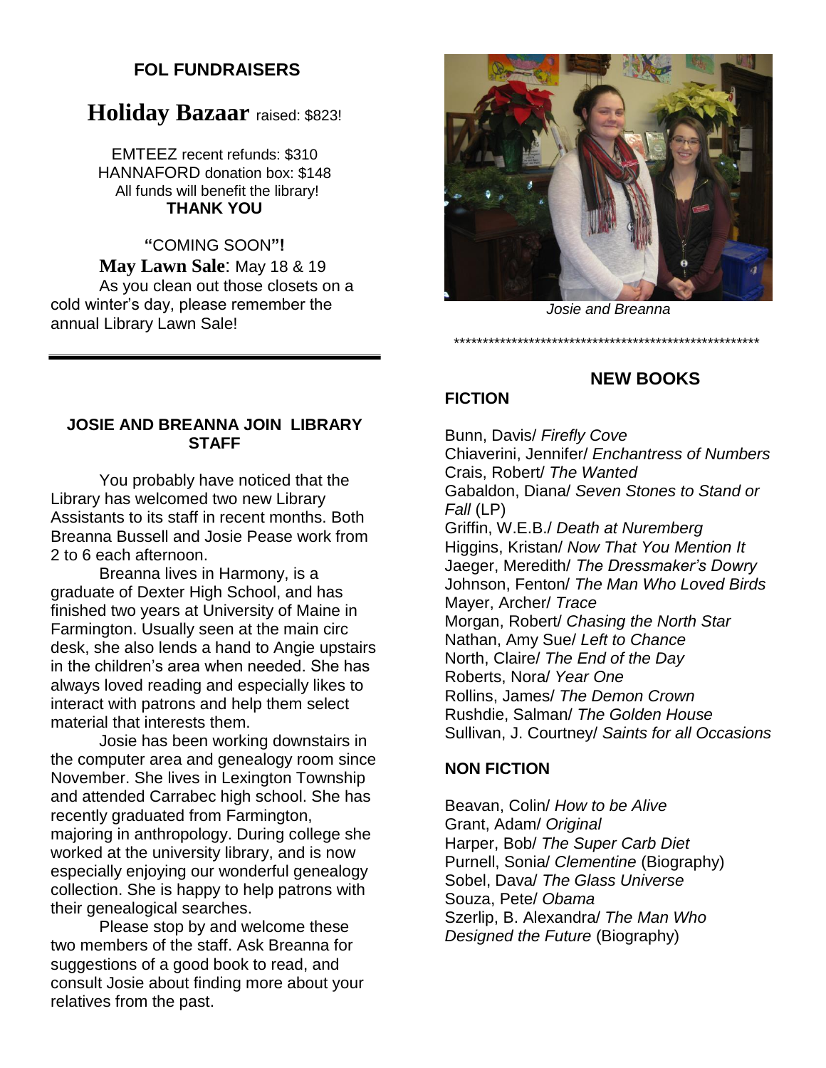## FOL FUNDRAISERS

# Holiday Bazaar raised: $823!

EMTEEZ recent refunds: $310
HANNAFORD donation box: $148
All funds will benefit the library!
**THANK YOU**

**"**COMING SOON**"!**
**May Lawn Sale**: May 18 & 19

As you clean out those closets on a cold winter's day, please remember the annual Library Lawn Sale!

---

## JOSIE AND BREANNA JOIN LIBRARY STAFF

You probably have noticed that the Library has welcomed two new Library Assistants to its staff in recent months. Both Breanna Bussell and Josie Pease work from 2 to 6 each afternoon.

Breanna lives in Harmony, is a graduate of Dexter High School, and has finished two years at University of Maine in Farmington. Usually seen at the main circ desk, she also lends a hand to Angie upstairs in the children's area when needed. She has always loved reading and especially likes to interact with patrons and help them select material that interests them.

Josie has been working downstairs in the computer area and genealogy room since November. She lives in Lexington Township and attended Carrabec high school. She has recently graduated from Farmington, majoring in anthropology. During college she worked at the university library, and is now especially enjoying our wonderful genealogy collection. She is happy to help patrons with their genealogical searches.

Please stop by and welcome these two members of the staff. Ask Breanna for suggestions of a good book to read, and consult Josie about finding more about your relatives from the past.

*Josie and Breanna*

******************************************************

## NEW BOOKS

### FICTION

Bunn, Davis/ *Firefly Cove*
Chiaverini, Jennifer/ *Enchantress of Numbers*
Crais, Robert/ *The Wanted*
Gabaldon, Diana/ *Seven Stones to Stand or Fall* (LP)
Griffin, W.E.B./ *Death at Nuremberg*
Higgins, Kristan/ *Now That You Mention It*
Jaeger, Meredith/ *The Dressmaker's Dowry*
Johnson, Fenton/ *The Man Who Loved Birds*
Mayer, Archer/ *Trace*
Morgan, Robert/ *Chasing the North Star*
Nathan, Amy Sue/ *Left to Chance*
North, Claire/ *The End of the Day*
Roberts, Nora/ *Year One*
Rollins, James/ *The Demon Crown*
Rushdie, Salman/ *The Golden House*
Sullivan, J. Courtney/ *Saints for all Occasions*

### NON FICTION

Beavan, Colin/ *How to be Alive*
Grant, Adam/ *Original*
Harper, Bob/ *The Super Carb Diet*
Purnell, Sonia/ *Clementine* (Biography)
Sobel, Dava/ *The Glass Universe*
Souza, Pete/ *Obama*
Szerlip, B. Alexandra/ *The Man Who Designed the Future* (Biography)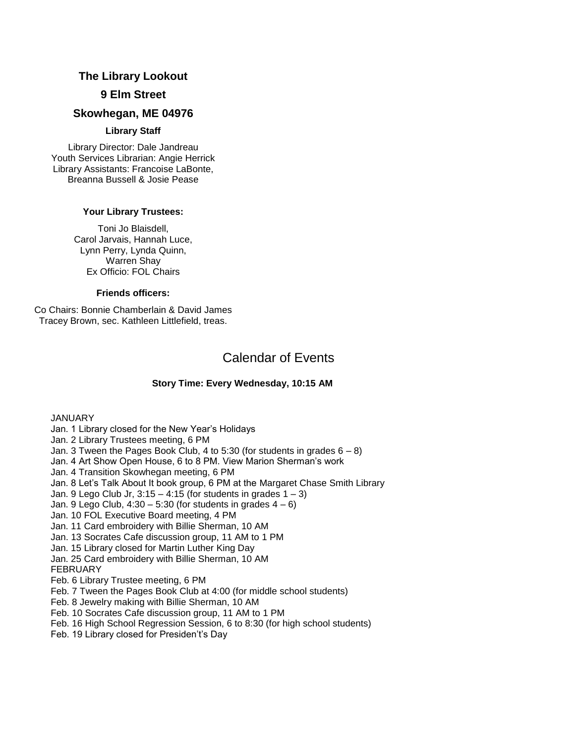**The Library Lookout**

**9 Elm Street**

**Skowhegan, ME 04976**

**Library Staff**

Library Director: Dale Jandreau
Youth Services Librarian: Angie Herrick
Library Assistants: Francoise LaBonte,
Breanna Bussell & Josie Pease

**Your Library Trustees:**

Toni Jo Blaisdell,
Carol Jarvais, Hannah Luce,
Lynn Perry, Lynda Quinn,
Warren Shay
Ex Officio: FOL Chairs

**Friends officers:**

Co Chairs: Bonnie Chamberlain & David James
Tracey Brown, sec. Kathleen Littlefield, treas.

## Calendar of Events

**Story Time: Every Wednesday, 10:15 AM**

JANUARY
Jan. 1 Library closed for the New Year's Holidays
Jan. 2 Library Trustees meeting, 6 PM
Jan. 3 Tween the Pages Book Club, 4 to 5:30 (for students in grades 6 – 8)
Jan. 4 Art Show Open House, 6 to 8 PM. View Marion Sherman's work
Jan. 4 Transition Skowhegan meeting, 6 PM
Jan. 8 Let's Talk About It book group, 6 PM at the Margaret Chase Smith Library
Jan. 9 Lego Club Jr, 3:15 – 4:15 (for students in grades 1 – 3)
Jan. 9 Lego Club, 4:30 – 5:30 (for students in grades 4 – 6)
Jan. 10 FOL Executive Board meeting, 4 PM
Jan. 11 Card embroidery with Billie Sherman, 10 AM
Jan. 13 Socrates Cafe discussion group, 11 AM to 1 PM
Jan. 15 Library closed for Martin Luther King Day
Jan. 25 Card embroidery with Billie Sherman, 10 AM
FEBRUARY
Feb. 6 Library Trustee meeting, 6 PM
Feb. 7 Tween the Pages Book Club at 4:00 (for middle school students)
Feb. 8 Jewelry making with Billie Sherman, 10 AM
Feb. 10 Socrates Cafe discussion group, 11 AM to 1 PM
Feb. 16 High School Regression Session, 6 to 8:30 (for high school students)
Feb. 19 Library closed for Presiden't's Day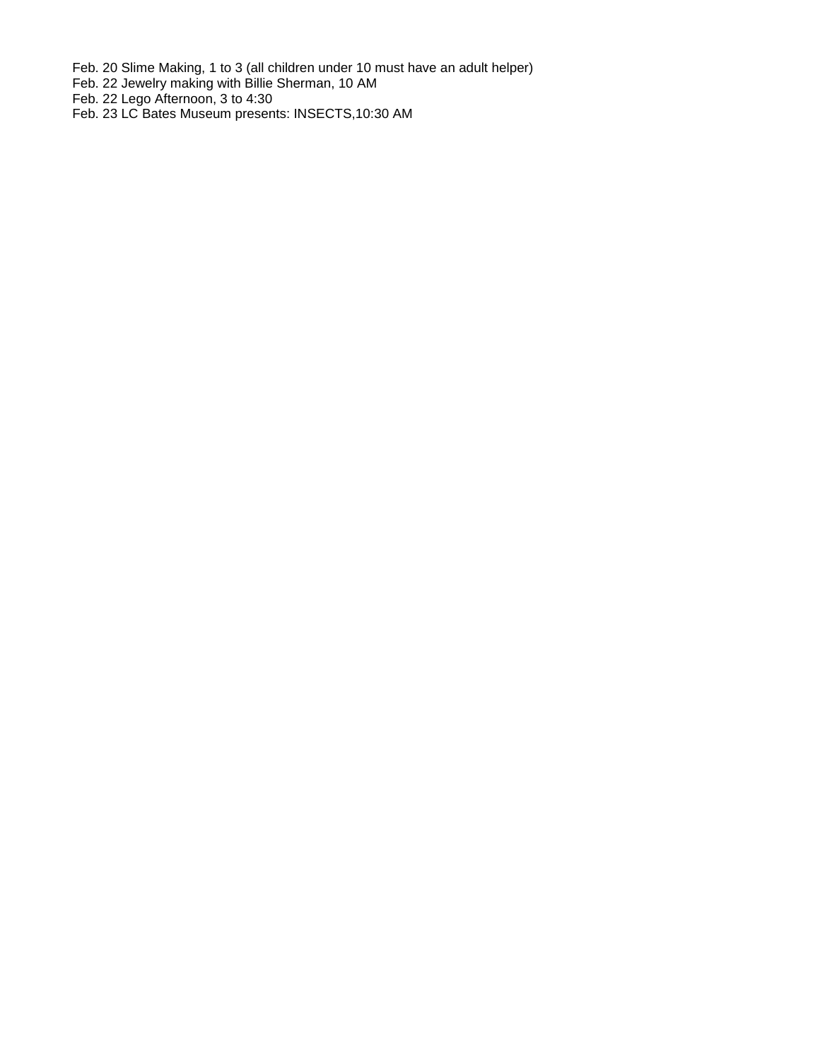Feb. 20 Slime Making, 1 to 3 (all children under 10 must have an adult helper)
Feb. 22 Jewelry making with Billie Sherman, 10 AM
Feb. 22 Lego Afternoon, 3 to 4:30
Feb. 23 LC Bates Museum presents: INSECTS,10:30 AM